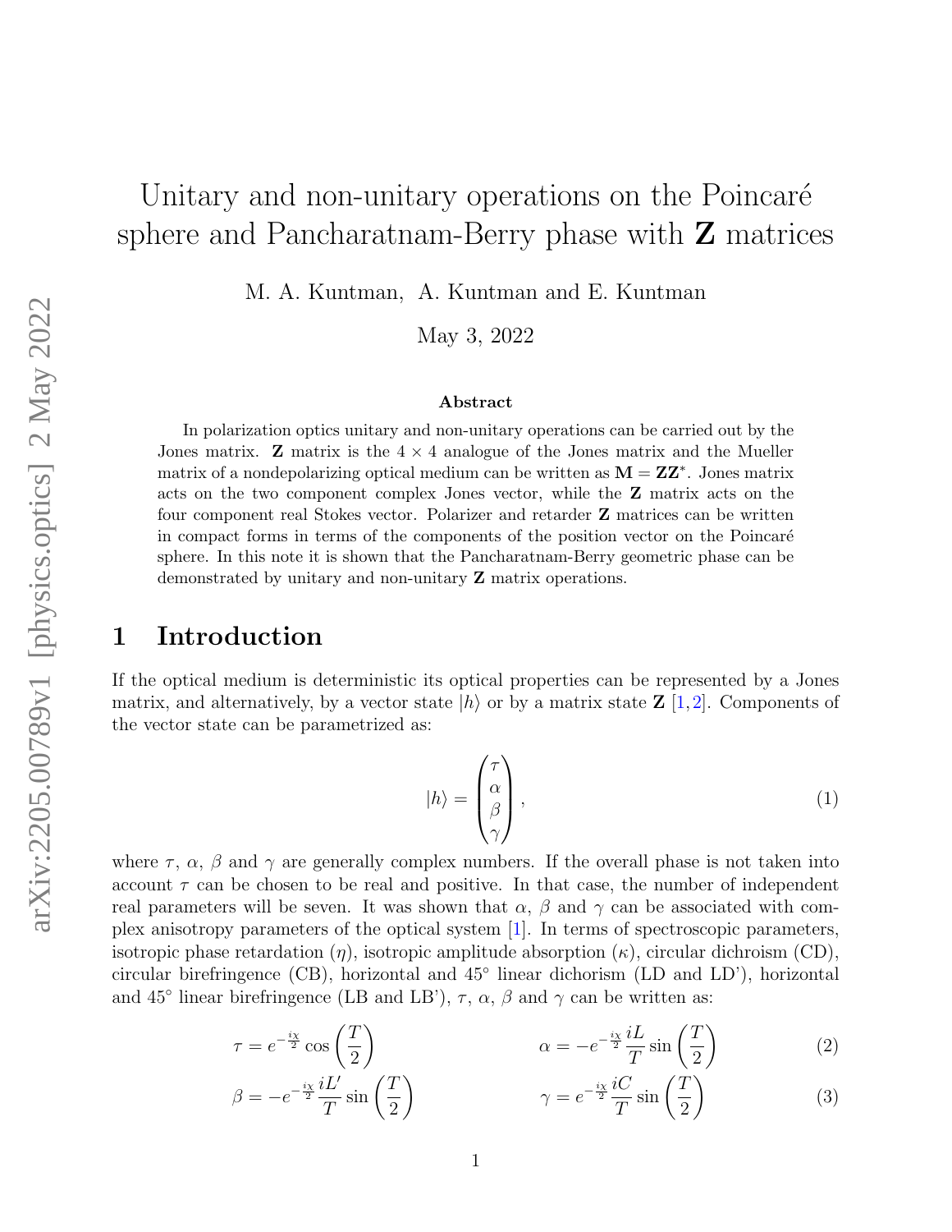# Unitary and non-unitary operations on the Poincaré sphere and Pancharatnam-Berry phase with $\mathbf{Z}$ matrices

M. A. Kuntman, A. Kuntman and E. Kuntman

May 3, 2022

### Abstract

In polarization optics unitary and non-unitary operations can be carried out by the Jones matrix. $\mathbf{Z}$ matrix is the $4 \times 4$ analogue of the Jones matrix and the Mueller matrix of a nondepolarizing optical medium can be written as $\mathbf{M} = \mathbf{Z}\mathbf{Z}^{*}$. Jones matrix acts on the two component complex Jones vector, while the $\mathbf{Z}$ matrix acts on the four component real Stokes vector. Polarizer and retarder $\mathbf{Z}$ matrices can be written in compact forms in terms of the components of the position vector on the Poincaré sphere. In this note it is shown that the Pancharatnam-Berry geometric phase can be demonstrated by unitary and non-unitary $\mathbf{Z}$ matrix operations.

## 1 Introduction

If the optical medium is deterministic its optical properties can be represented by a Jones matrix, and alternatively, by a vector state $|h\rangle$ or by a matrix state $\mathbf{Z}$ [1,2]. Components of the vector state can be parametrized as:

$$
|h\rangle = \begin{pmatrix} \tau \\ \alpha \\ \beta \\ \gamma \end{pmatrix}, \tag{1}
$$

where $\tau$, $\alpha$, $\beta$ and $\gamma$ are generally complex numbers. If the overall phase is not taken into account $\tau$ can be chosen to be real and positive. In that case, the number of independent real parameters will be seven. It was shown that $\alpha$, $\beta$ and $\gamma$ can be associated with complex anisotropy parameters of the optical system [1]. In terms of spectroscopic parameters, isotropic phase retardation ($\eta$), isotropic amplitude absorption ($\kappa$), circular dichroism (CD), circular birefringence (CB), horizontal and 45° linear dichorism (LD and LD'), horizontal and 45° linear birefringence (LB and LB'), $\tau$, $\alpha$, $\beta$ and $\gamma$ can be written as:

$$
\tau = e^{-\frac{i\chi}{2}} \cos\left(\frac{T}{2}\right) \qquad \alpha = -e^{-\frac{i\chi}{2}} \frac{iL}{T} \sin\left(\frac{T}{2}\right) \tag{2}
$$

$$
\beta = -e^{-\frac{i\chi}{2}} \frac{iL'}{T} \sin\left(\frac{T}{2}\right) \qquad \gamma = e^{-\frac{i\chi}{2}} \frac{iC}{T} \sin\left(\frac{T}{2}\right) \tag{3}
$$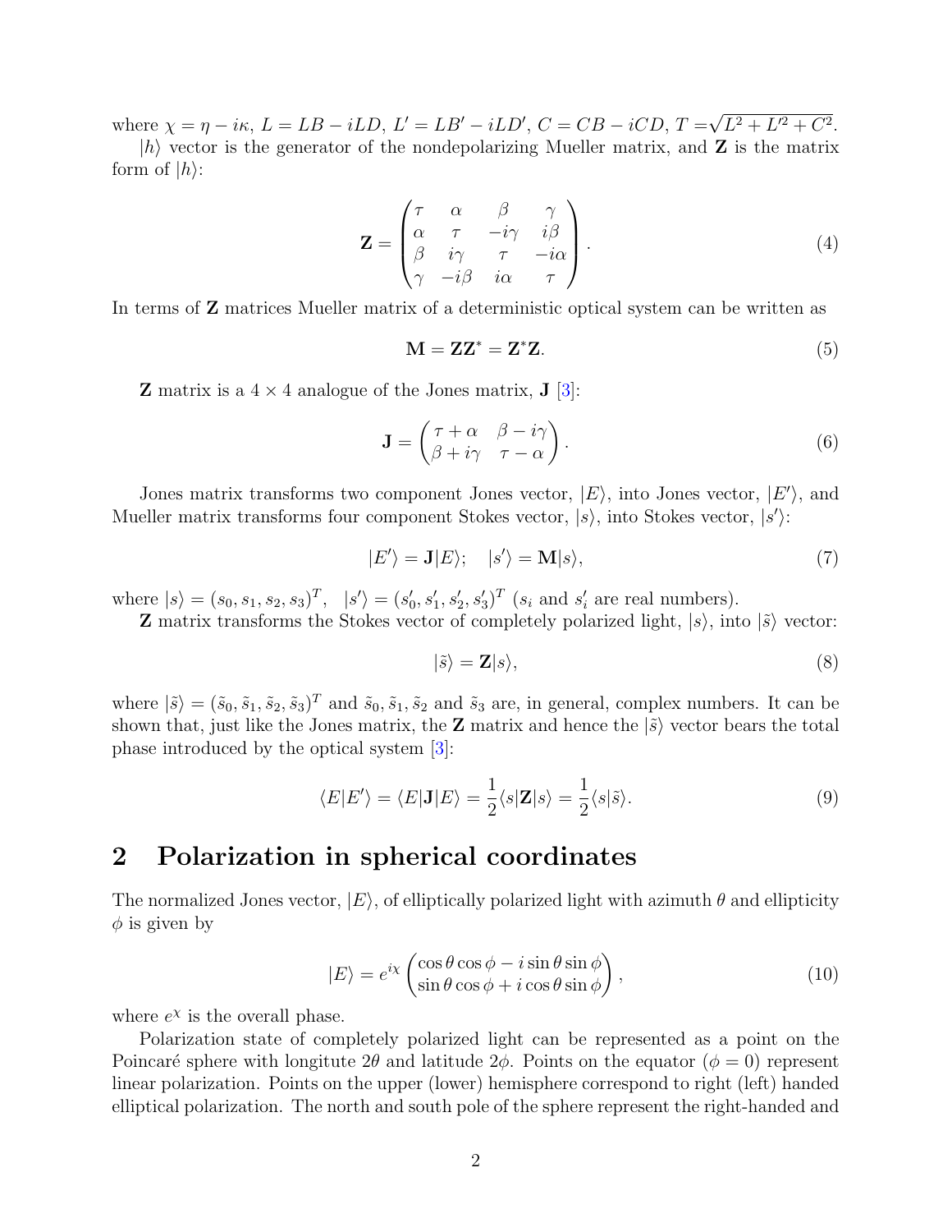where $\chi = \eta - i\kappa$, $L = LB - iLD$, $L' = LB' - iLD'$, $C = CB - iCD$, $T = \sqrt{L^2 + L'^2 + C^2}$.

$|h\rangle$ vector is the generator of the nondepolarizing Mueller matrix, and $\mathbf{Z}$ is the matrix form of $|h\rangle$:

$$\mathbf{Z} = \begin{pmatrix} \tau & \alpha & \beta & \gamma \\ \alpha & \tau & -i\gamma & i\beta \\ \beta & i\gamma & \tau & -i\alpha \\ \gamma & -i\beta & i\alpha & \tau \end{pmatrix}. \tag{4}$$

In terms of $\mathbf{Z}$ matrices Mueller matrix of a deterministic optical system can be written as

$$\mathbf{M} = \mathbf{Z}\mathbf{Z}^* = \mathbf{Z}^*\mathbf{Z}. \tag{5}$$

$\mathbf{Z}$ matrix is a $4 \times 4$ analogue of the Jones matrix, $\mathbf{J}$ [3]:

$$\mathbf{J} = \begin{pmatrix} \tau + \alpha & \beta - i\gamma \\ \beta + i\gamma & \tau - \alpha \end{pmatrix}. \tag{6}$$

Jones matrix transforms two component Jones vector, $|E\rangle$, into Jones vector, $|E'\rangle$, and Mueller matrix transforms four component Stokes vector, $|s\rangle$, into Stokes vector, $|s'\rangle$:

$$|E'\rangle = \mathbf{J}|E\rangle; \quad |s'\rangle = \mathbf{M}|s\rangle, \tag{7}$$

where $|s\rangle = (s_0, s_1, s_2, s_3)^T$, $|s'\rangle = (s'_0, s'_1, s'_2, s'_3)^T$ ($s_i$ and $s'_i$ are real numbers).

$\mathbf{Z}$ matrix transforms the Stokes vector of completely polarized light, $|s\rangle$, into $|\tilde{s}\rangle$ vector:

$$|\tilde{s}\rangle = \mathbf{Z}|s\rangle, \tag{8}$$

where $|\tilde{s}\rangle = (\tilde{s}_0, \tilde{s}_1, \tilde{s}_2, \tilde{s}_3)^T$ and $\tilde{s}_0, \tilde{s}_1, \tilde{s}_2$ and $\tilde{s}_3$ are, in general, complex numbers. It can be shown that, just like the Jones matrix, the $\mathbf{Z}$ matrix and hence the $|\tilde{s}\rangle$ vector bears the total phase introduced by the optical system [3]:

$$\langle E|E'\rangle = \langle E|\mathbf{J}|E\rangle = \frac{1}{2}\langle s|\mathbf{Z}|s\rangle = \frac{1}{2}\langle s|\tilde{s}\rangle. \tag{9}$$

## 2 Polarization in spherical coordinates

The normalized Jones vector, $|E\rangle$, of elliptically polarized light with azimuth $\theta$ and ellipticity $\phi$ is given by

$$|E\rangle = e^{i\chi} \begin{pmatrix} \cos\theta\cos\phi - i\sin\theta\sin\phi \\ \sin\theta\cos\phi + i\cos\theta\sin\phi \end{pmatrix}, \tag{10}$$

where $e^{\chi}$ is the overall phase.

Polarization state of completely polarized light can be represented as a point on the Poincaré sphere with longitute $2\theta$ and latitude $2\phi$. Points on the equator ($\phi = 0$) represent linear polarization. Points on the upper (lower) hemisphere correspond to right (left) handed elliptical polarization. The north and south pole of the sphere represent the right-handed and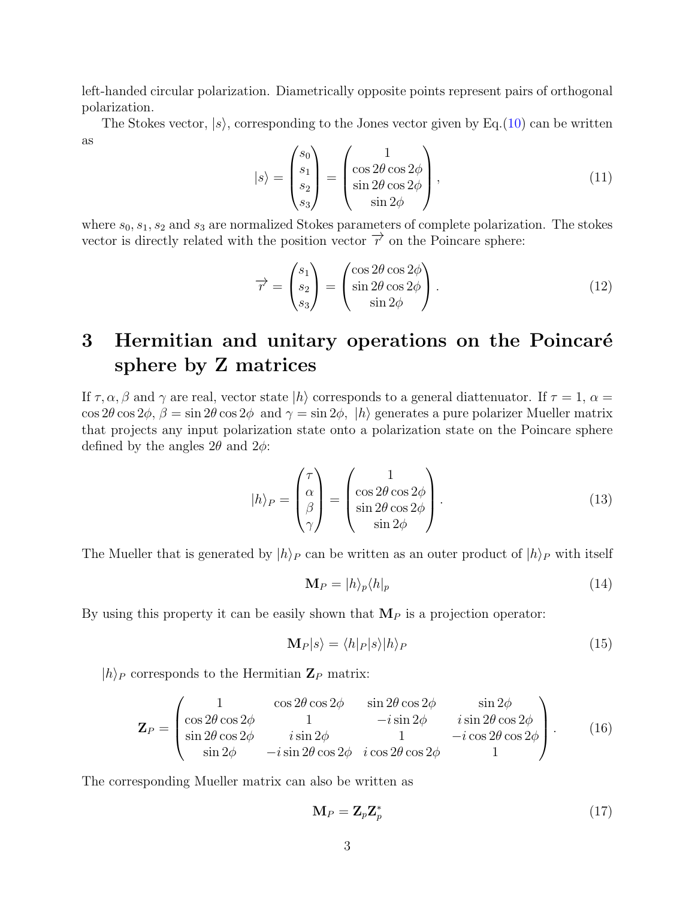left-handed circular polarization. Diametrically opposite points represent pairs of orthogonal polarization.

The Stokes vector, $|s\rangle$, corresponding to the Jones vector given by Eq.(10) can be written as

$$|s\rangle = \begin{pmatrix} s_0 \\ s_1 \\ s_2 \\ s_3 \end{pmatrix} = \begin{pmatrix} 1 \\ \cos 2\theta \cos 2\phi \\ \sin 2\theta \cos 2\phi \\ \sin 2\phi \end{pmatrix}, \tag{11}$$

where $s_0, s_1, s_2$ and $s_3$ are normalized Stokes parameters of complete polarization. The stokes vector is directly related with the position vector $\overrightarrow{r}$ on the Poincare sphere:

$$\overrightarrow{r} = \begin{pmatrix} s_1 \\ s_2 \\ s_3 \end{pmatrix} = \begin{pmatrix} \cos 2\theta \cos 2\phi \\ \sin 2\theta \cos 2\phi \\ \sin 2\phi \end{pmatrix}. \tag{12}$$

# 3 Hermitian and unitary operations on the Poincaré sphere by Z matrices

If $\tau, \alpha, \beta$ and $\gamma$ are real, vector state $|h\rangle$ corresponds to a general diattenuator. If $\tau = 1$, $\alpha = \cos 2\theta \cos 2\phi$, $\beta = \sin 2\theta \cos 2\phi$ and $\gamma = \sin 2\phi$, $|h\rangle$ generates a pure polarizer Mueller matrix that projects any input polarization state onto a polarization state on the Poincare sphere defined by the angles $2\theta$ and $2\phi$:

$$|h\rangle_P = \begin{pmatrix} \tau \\ \alpha \\ \beta \\ \gamma \end{pmatrix} = \begin{pmatrix} 1 \\ \cos 2\theta \cos 2\phi \\ \sin 2\theta \cos 2\phi \\ \sin 2\phi \end{pmatrix}. \tag{13}$$

The Mueller that is generated by $|h\rangle_P$ can be written as an outer product of $|h\rangle_P$ with itself

$$\mathbf{M}_P = |h\rangle_p \langle h|_p \tag{14}$$

By using this property it can be easily shown that $\mathbf{M}_P$ is a projection operator:

$$\mathbf{M}_P |s\rangle = \langle h|_P |s\rangle |h\rangle_P \tag{15}$$

$|h\rangle_P$ corresponds to the Hermitian $\mathbf{Z}_P$ matrix:

$$\mathbf{Z}_P = \begin{pmatrix} 1 & \cos 2\theta \cos 2\phi & \sin 2\theta \cos 2\phi & \sin 2\phi \\ \cos 2\theta \cos 2\phi & 1 & -i \sin 2\phi & i \sin 2\theta \cos 2\phi \\ \sin 2\theta \cos 2\phi & i \sin 2\phi & 1 & -i \cos 2\theta \cos 2\phi \\ \sin 2\phi & -i \sin 2\theta \cos 2\phi & i \cos 2\theta \cos 2\phi & 1 \end{pmatrix}. \tag{16}$$

The corresponding Mueller matrix can also be written as

$$\mathbf{M}_P = \mathbf{Z}_p \mathbf{Z}_p^* \tag{17}$$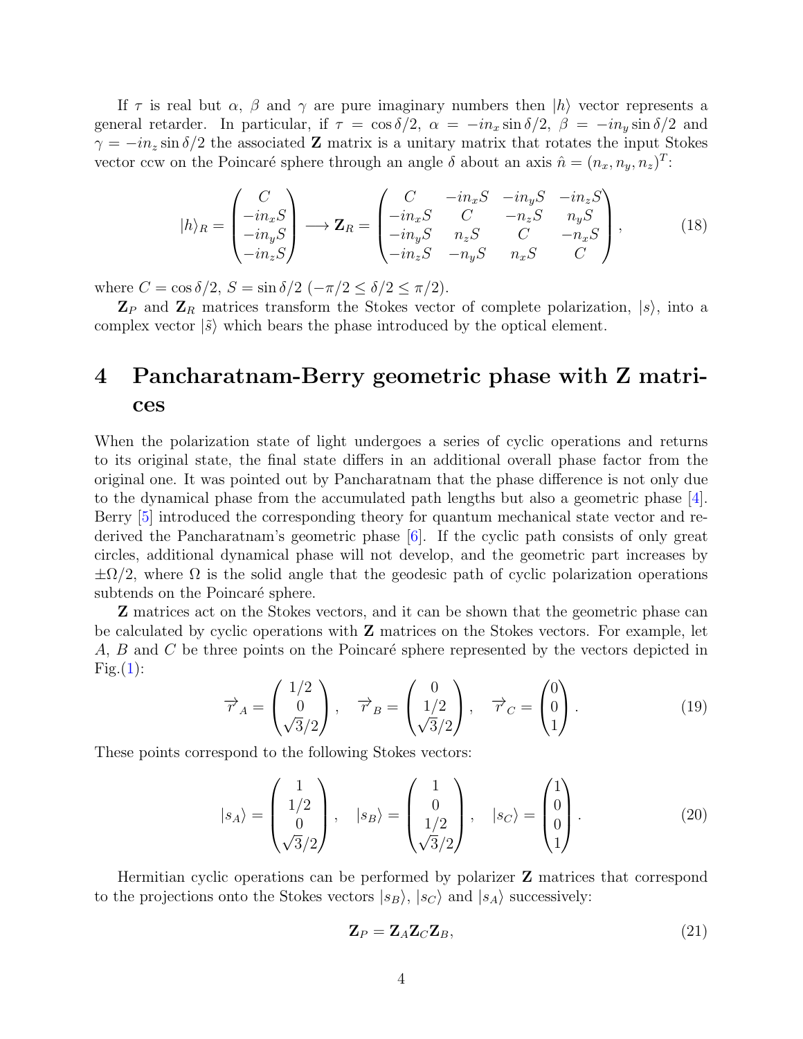If $\tau$ is real but $\alpha$, $\beta$ and $\gamma$ are pure imaginary numbers then $|h\rangle$ vector represents a general retarder. In particular, if $\tau = \cos\delta/2$, $\alpha = -in_x \sin\delta/2$, $\beta = -in_y \sin\delta/2$ and $\gamma = -in_z \sin\delta/2$ the associated **Z** matrix is a unitary matrix that rotates the input Stokes vector ccw on the Poincaré sphere through an angle $\delta$ about an axis $\hat{n} = (n_x, n_y, n_z)^T$:

$$|h\rangle_R = \begin{pmatrix} C \\ -in_x S \\ -in_y S \\ -in_z S \end{pmatrix} \longrightarrow \mathbf{Z}_R = \begin{pmatrix} C & -in_x S & -in_y S & -in_z S \\ -in_x S & C & -n_z S & n_y S \\ -in_y S & n_z S & C & -n_x S \\ -in_z S & -n_y S & n_x S & C \end{pmatrix}, \tag{18}$$

where $C = \cos\delta/2$, $S = \sin\delta/2$ ($-\pi/2 \le \delta/2 \le \pi/2$).

$\mathbf{Z}_P$ and $\mathbf{Z}_R$ matrices transform the Stokes vector of complete polarization, $|s\rangle$, into a complex vector $|\tilde{s}\rangle$ which bears the phase introduced by the optical element.

# 4 Pancharatnam-Berry geometric phase with Z matrices

When the polarization state of light undergoes a series of cyclic operations and returns to its original state, the final state differs in an additional overall phase factor from the original one. It was pointed out by Pancharatnam that the phase difference is not only due to the dynamical phase from the accumulated path lengths but also a geometric phase [4]. Berry [5] introduced the corresponding theory for quantum mechanical state vector and re-derived the Pancharatnam's geometric phase [6]. If the cyclic path consists of only great circles, additional dynamical phase will not develop, and the geometric part increases by $\pm\Omega/2$, where $\Omega$ is the solid angle that the geodesic path of cyclic polarization operations subtends on the Poincaré sphere.

**Z** matrices act on the Stokes vectors, and it can be shown that the geometric phase can be calculated by cyclic operations with **Z** matrices on the Stokes vectors. For example, let $A$, $B$ and $C$ be three points on the Poincaré sphere represented by the vectors depicted in Fig.(1):

$$\overrightarrow{r}_A = \begin{pmatrix} 1/2 \\ 0 \\ \sqrt{3}/2 \end{pmatrix}, \quad \overrightarrow{r}_B = \begin{pmatrix} 0 \\ 1/2 \\ \sqrt{3}/2 \end{pmatrix}, \quad \overrightarrow{r}_C = \begin{pmatrix} 0 \\ 0 \\ 1 \end{pmatrix}. \tag{19}$$

These points correspond to the following Stokes vectors:

$$|s_A\rangle = \begin{pmatrix} 1 \\ 1/2 \\ 0 \\ \sqrt{3}/2 \end{pmatrix}, \quad |s_B\rangle = \begin{pmatrix} 1 \\ 0 \\ 1/2 \\ \sqrt{3}/2 \end{pmatrix}, \quad |s_C\rangle = \begin{pmatrix} 1 \\ 0 \\ 0 \\ 1 \end{pmatrix}. \tag{20}$$

Hermitian cyclic operations can be performed by polarizer **Z** matrices that correspond to the projections onto the Stokes vectors $|s_B\rangle$, $|s_C\rangle$ and $|s_A\rangle$ successively:

$$\mathbf{Z}_P = \mathbf{Z}_A \mathbf{Z}_C \mathbf{Z}_B, \tag{21}$$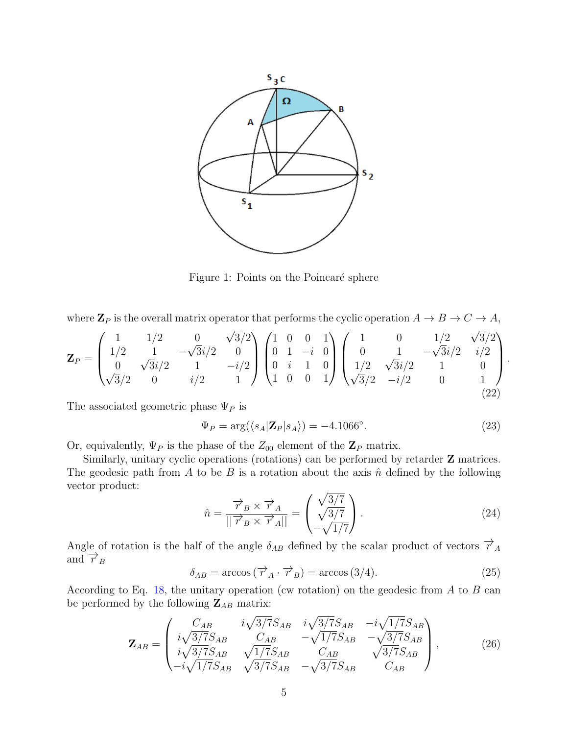Figure 1: Points on the Poincaré sphere

where $\mathbf{Z}_P$ is the overall matrix operator that performs the cyclic operation $A \to B \to C \to A$,

$$
\mathbf{Z}_P = \begin{pmatrix} 1 & 1/2 & 0 & \sqrt{3}/2 \\ 1/2 & 1 & -\sqrt{3}i/2 & 0 \\ 0 & \sqrt{3}i/2 & 1 & -i/2 \\ \sqrt{3}/2 & 0 & i/2 & 1 \end{pmatrix} \begin{pmatrix} 1 & 0 & 0 & 1 \\ 0 & 1 & -i & 0 \\ 0 & i & 1 & 0 \\ 1 & 0 & 0 & 1 \end{pmatrix} \begin{pmatrix} 1 & 0 & 1/2 & \sqrt{3}/2 \\ 0 & 1 & -\sqrt{3}i/2 & i/2 \\ 1/2 & \sqrt{3}i/2 & 1 & 0 \\ \sqrt{3}/2 & -i/2 & 0 & 1 \end{pmatrix}. \tag{22}
$$

The associated geometric phase $\Psi_P$ is

$$
\Psi_P = \arg(\langle s_A|\mathbf{Z}_P|s_A\rangle) = -4.1066^\circ. \tag{23}
$$

Or, equivalently, $\Psi_P$ is the phase of the $Z_{00}$ element of the $\mathbf{Z}_P$ matrix.

Similarly, unitary cyclic operations (rotations) can be performed by retarder $\mathbf{Z}$ matrices. The geodesic path from $A$ to be $B$ is a rotation about the axis $\hat{n}$ defined by the following vector product:

$$
\hat{n} = \frac{\vec{r}_B \times \vec{r}_A}{||\vec{r}_B \times \vec{r}_A||} = \begin{pmatrix} \sqrt{3/7} \\ \sqrt{3/7} \\ -\sqrt{1/7} \end{pmatrix}. \tag{24}
$$

Angle of rotation is the half of the angle $\delta_{AB}$ defined by the scalar product of vectors $\vec{r}_A$ and $\vec{r}_B$

$$
\delta_{AB} = \arccos(\vec{r}_A \cdot \vec{r}_B) = \arccos(3/4). \tag{25}
$$

According to Eq. 18, the unitary operation (cw rotation) on the geodesic from $A$ to $B$ can be performed by the following $\mathbf{Z}_{AB}$ matrix:

$$
\mathbf{Z}_{AB} = \begin{pmatrix} C_{AB} & i\sqrt{3/7}S_{AB} & i\sqrt{3/7}S_{AB} & -i\sqrt{1/7}S_{AB} \\ i\sqrt{3/7}S_{AB} & C_{AB} & -\sqrt{1/7}S_{AB} & -\sqrt{3/7}S_{AB} \\ i\sqrt{3/7}S_{AB} & \sqrt{1/7}S_{AB} & C_{AB} & \sqrt{3/7}S_{AB} \\ -i\sqrt{1/7}S_{AB} & \sqrt{3/7}S_{AB} & -\sqrt{3/7}S_{AB} & C_{AB} \end{pmatrix}, \tag{26}
$$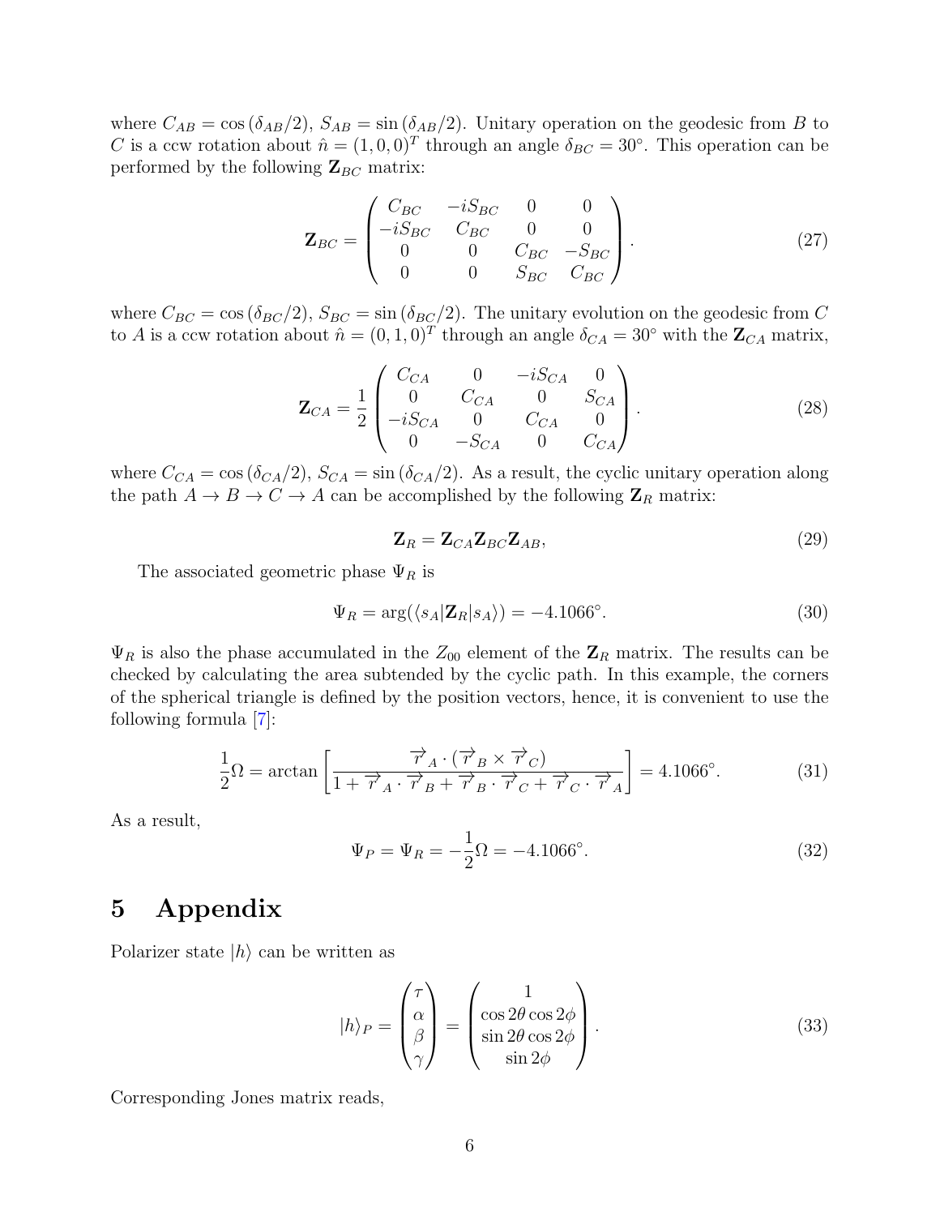where $C_{AB} = \cos(\delta_{AB}/2)$, $S_{AB} = \sin(\delta_{AB}/2)$. Unitary operation on the geodesic from $B$ to $C$ is a ccw rotation about $\hat{n} = (1, 0, 0)^T$ through an angle $\delta_{BC} = 30°$. This operation can be performed by the following $\mathbf{Z}_{BC}$ matrix:

$$
\mathbf{Z}_{BC} = \begin{pmatrix} C_{BC} & -iS_{BC} & 0 & 0 \\ -iS_{BC} & C_{BC} & 0 & 0 \\ 0 & 0 & C_{BC} & -S_{BC} \\ 0 & 0 & S_{BC} & C_{BC} \end{pmatrix}. \tag{27}
$$

where $C_{BC} = \cos(\delta_{BC}/2)$, $S_{BC} = \sin(\delta_{BC}/2)$. The unitary evolution on the geodesic from $C$ to $A$ is a ccw rotation about $\hat{n} = (0, 1, 0)^T$ through an angle $\delta_{CA} = 30°$ with the $\mathbf{Z}_{CA}$ matrix,

$$
\mathbf{Z}_{CA} = \frac{1}{2} \begin{pmatrix} C_{CA} & 0 & -iS_{CA} & 0 \\ 0 & C_{CA} & 0 & S_{CA} \\ -iS_{CA} & 0 & C_{CA} & 0 \\ 0 & -S_{CA} & 0 & C_{CA} \end{pmatrix}. \tag{28}
$$

where $C_{CA} = \cos(\delta_{CA}/2)$, $S_{CA} = \sin(\delta_{CA}/2)$. As a result, the cyclic unitary operation along the path $A \to B \to C \to A$ can be accomplished by the following $\mathbf{Z}_R$ matrix:

$$
\mathbf{Z}_R = \mathbf{Z}_{CA}\mathbf{Z}_{BC}\mathbf{Z}_{AB}, \tag{29}
$$

The associated geometric phase $\Psi_R$ is

$$
\Psi_R = \arg(\langle s_A|\mathbf{Z}_R|s_A\rangle) = -4.1066°. \tag{30}
$$

$\Psi_R$ is also the phase accumulated in the $Z_{00}$ element of the $\mathbf{Z}_R$ matrix. The results can be checked by calculating the area subtended by the cyclic path. In this example, the corners of the spherical triangle is defined by the position vectors, hence, it is convenient to use the following formula [7]:

$$
\frac{1}{2}\Omega = \arctan\left[\frac{\vec{r}_A \cdot (\vec{r}_B \times \vec{r}_C)}{1 + \vec{r}_A \cdot \vec{r}_B + \vec{r}_B \cdot \vec{r}_C + \vec{r}_C \cdot \vec{r}_A}\right] = 4.1066°. \tag{31}
$$

As a result,

$$
\Psi_P = \Psi_R = -\frac{1}{2}\Omega = -4.1066°. \tag{32}
$$

# 5 Appendix

Polarizer state $|h\rangle$ can be written as

$$
|h\rangle_P = \begin{pmatrix} \tau \\ \alpha \\ \beta \\ \gamma \end{pmatrix} = \begin{pmatrix} 1 \\ \cos 2\theta \cos 2\phi \\ \sin 2\theta \cos 2\phi \\ \sin 2\phi \end{pmatrix}. \tag{33}
$$

Corresponding Jones matrix reads,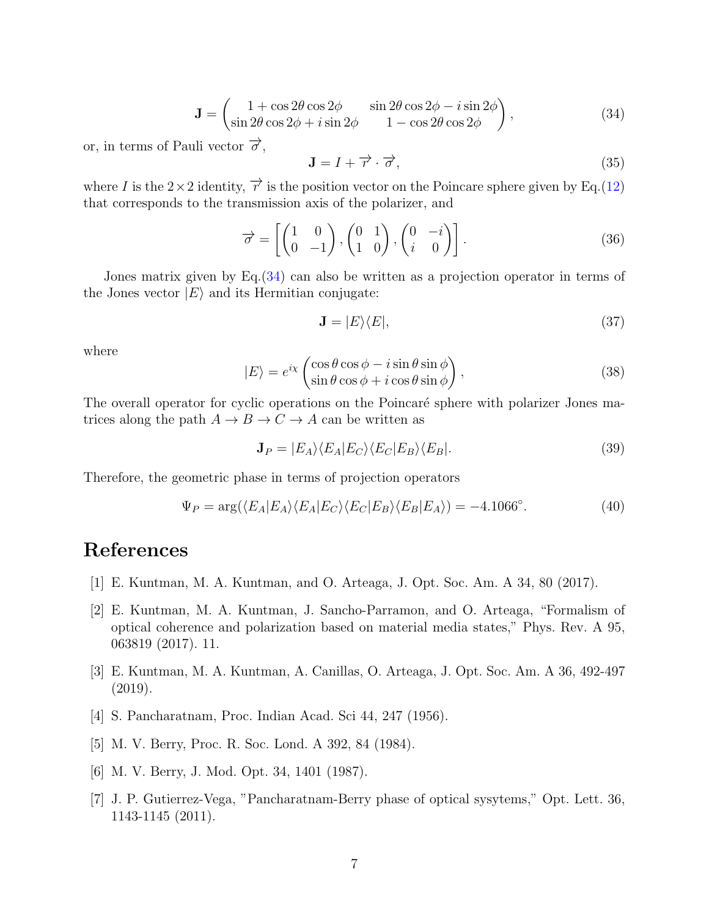$$\mathbf{J} = \begin{pmatrix} 1+\cos 2\theta \cos 2\phi & \sin 2\theta \cos 2\phi - i \sin 2\phi \\ \sin 2\theta \cos 2\phi + i \sin 2\phi & 1-\cos 2\theta \cos 2\phi \end{pmatrix}, \tag{34}$$

or, in terms of Pauli vector $\overrightarrow{\sigma}$,

$$\mathbf{J} = I + \overrightarrow{r} \cdot \overrightarrow{\sigma}, \tag{35}$$

where $I$ is the $2\times 2$ identity, $\overrightarrow{r}$ is the position vector on the Poincare sphere given by Eq.(12) that corresponds to the transmission axis of the polarizer, and

$$\overrightarrow{\sigma} = \left[ \begin{pmatrix} 1 & 0 \\ 0 & -1 \end{pmatrix}, \begin{pmatrix} 0 & 1 \\ 1 & 0 \end{pmatrix}, \begin{pmatrix} 0 & -i \\ i & 0 \end{pmatrix} \right]. \tag{36}$$

Jones matrix given by Eq.(34) can also be written as a projection operator in terms of the Jones vector $|E\rangle$ and its Hermitian conjugate:

$$\mathbf{J} = |E\rangle\langle E|, \tag{37}$$

where

$$|E\rangle = e^{i\chi} \begin{pmatrix} \cos\theta \cos\phi - i \sin\theta \sin\phi \\ \sin\theta \cos\phi + i \cos\theta \sin\phi \end{pmatrix}, \tag{38}$$

The overall operator for cyclic operations on the Poincaré sphere with polarizer Jones matrices along the path $A \rightarrow B \rightarrow C \rightarrow A$ can be written as

$$\mathbf{J}_P = |E_A\rangle\langle E_A|E_C\rangle\langle E_C|E_B\rangle\langle E_B|. \tag{39}$$

Therefore, the geometric phase in terms of projection operators

$$\Psi_P = \arg(\langle E_A|E_A\rangle\langle E_A|E_C\rangle\langle E_C|E_B\rangle\langle E_B|E_A\rangle) = -4.1066^\circ. \tag{40}$$

# References

[1] E. Kuntman, M. A. Kuntman, and O. Arteaga, J. Opt. Soc. Am. A 34, 80 (2017).

[2] E. Kuntman, M. A. Kuntman, J. Sancho-Parramon, and O. Arteaga, "Formalism of optical coherence and polarization based on material media states," Phys. Rev. A 95, 063819 (2017). 11.

[3] E. Kuntman, M. A. Kuntman, A. Canillas, O. Arteaga, J. Opt. Soc. Am. A 36, 492-497 (2019).

[4] S. Pancharatnam, Proc. Indian Acad. Sci 44, 247 (1956).

[5] M. V. Berry, Proc. R. Soc. Lond. A 392, 84 (1984).

[6] M. V. Berry, J. Mod. Opt. 34, 1401 (1987).

[7] J. P. Gutierrez-Vega, "Pancharatnam-Berry phase of optical sysytems," Opt. Lett. 36, 1143-1145 (2011).